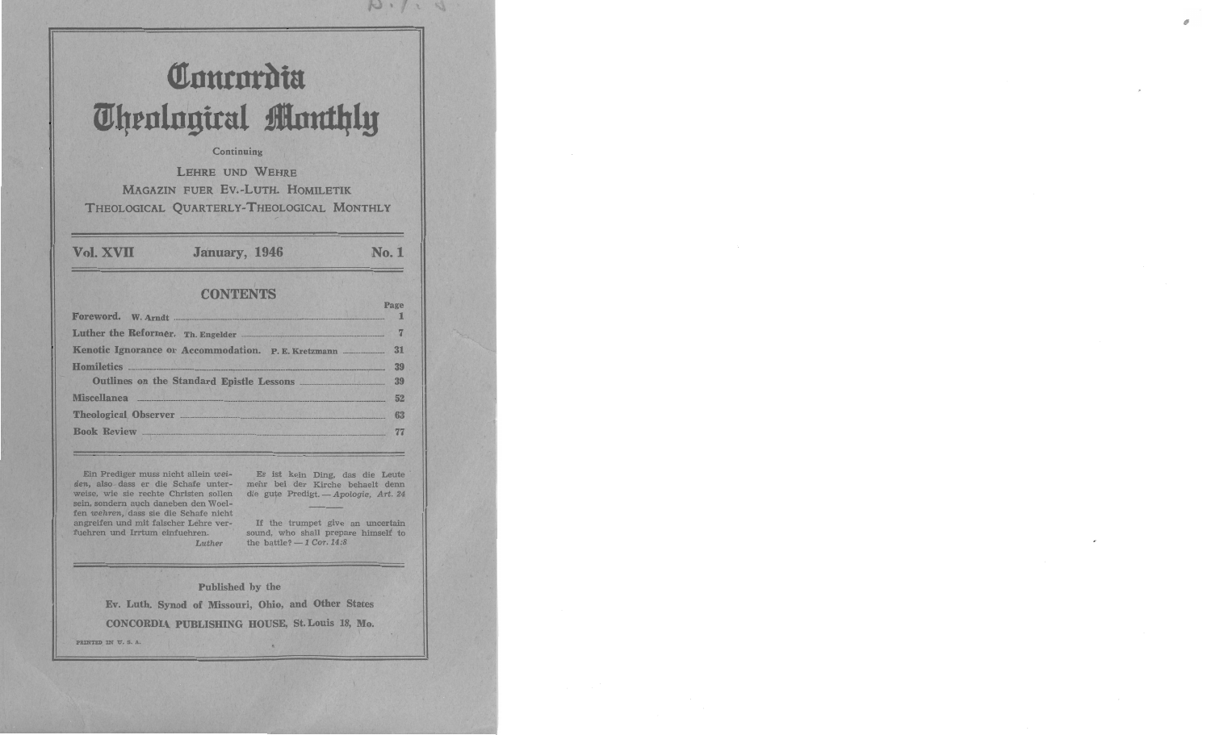# Concordia Theological Monthly

Continuing

LEHRE UND WEHRE

MAGAZIN FUER EV.-LUTH. HOMILETIK

THEOLOGICAL QUARTERLY-THEOLOGICAL MONTHLY

**Vol. XVII** **January, 1946** **No. 1**

## CONTENTS

| | Page |
|---|---|
| **Foreword.** W. Arndt | 1 |
| **Luther the Reformer.** Th. Engelder | 7 |
| **Kenotic Ignorance or Accommodation.** P. E. Kretzmann | 31 |
| **Homiletics** | 39 |
| **Outlines on the Standard Epistle Lessons** | 39 |
| **Miscellanea** | 52 |
| **Theological Observer** | 63 |
| **Book Review** | 77 |

Ein Prediger muss nicht allein *weiden*, also dass er die Schafe unterweise, wie sie rechte Christen sollen sein, sondern auch daneben den Woelfen *wehren*, dass sie die Schafe nicht angreifen und mit falscher Lehre verfuehren und Irrtum einfuehren.
*Luther*

Es ist kein Ding, das die Leute mehr bei der Kirche behaelt denn die gute Predigt. — *Apologie, Art. 24*

If the trumpet give an uncertain sound, who shall prepare himself to the battle? — *1 Cor. 14:8*

Published by the

Ev. Luth. Synod of Missouri, Ohio, and Other States

CONCORDIA PUBLISHING HOUSE, St. Louis 18, Mo.

PRINTED IN U. S. A.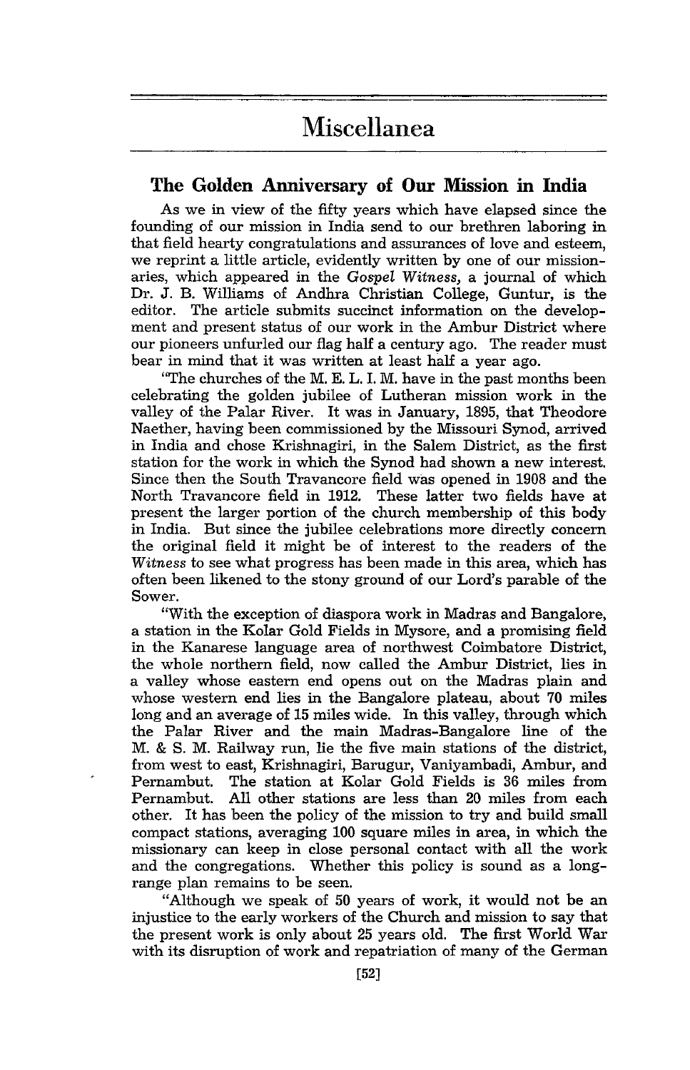# Miscellanea

## The Golden Anniversary of Our Mission in India

As we in view of the fifty years which have elapsed since the founding of our mission in India send to our brethren laboring in that field hearty congratulations and assurances of love and esteem, we reprint a little article, evidently written by one of our missionaries, which appeared in the *Gospel Witness*, a journal of which Dr. J. B. Williams of Andhra Christian College, Guntur, is the editor. The article submits succinct information on the development and present status of our work in the Ambur District where our pioneers unfurled our flag half a century ago. The reader must bear in mind that it was written at least half a year ago.

"The churches of the M. E. L. I. M. have in the past months been celebrating the golden jubilee of Lutheran mission work in the valley of the Palar River. It was in January, 1895, that Theodore Naether, having been commissioned by the Missouri Synod, arrived in India and chose Krishnagiri, in the Salem District, as the first station for the work in which the Synod had shown a new interest. Since then the South Travancore field was opened in 1908 and the North Travancore field in 1912. These latter two fields have at present the larger portion of the church membership of this body in India. But since the jubilee celebrations more directly concern the original field it might be of interest to the readers of the *Witness* to see what progress has been made in this area, which has often been likened to the stony ground of our Lord's parable of the Sower.

"With the exception of diaspora work in Madras and Bangalore, a station in the Kolar Gold Fields in Mysore, and a promising field in the Kanarese language area of northwest Coimbatore District, the whole northern field, now called the Ambur District, lies in a valley whose eastern end opens out on the Madras plain and whose western end lies in the Bangalore plateau, about 70 miles long and an average of 15 miles wide. In this valley, through which the Palar River and the main Madras-Bangalore line of the M. & S. M. Railway run, lie the five main stations of the district, from west to east, Krishnagiri, Barugur, Vaniyambadi, Ambur, and Pernambut. The station at Kolar Gold Fields is 36 miles from Pernambut. All other stations are less than 20 miles from each other. It has been the policy of the mission to try and build small compact stations, averaging 100 square miles in area, in which the missionary can keep in close personal contact with all the work and the congregations. Whether this policy is sound as a long-range plan remains to be seen.

"Although we speak of 50 years of work, it would not be an injustice to the early workers of the Church and mission to say that the present work is only about 25 years old. The first World War with its disruption of work and repatriation of many of the German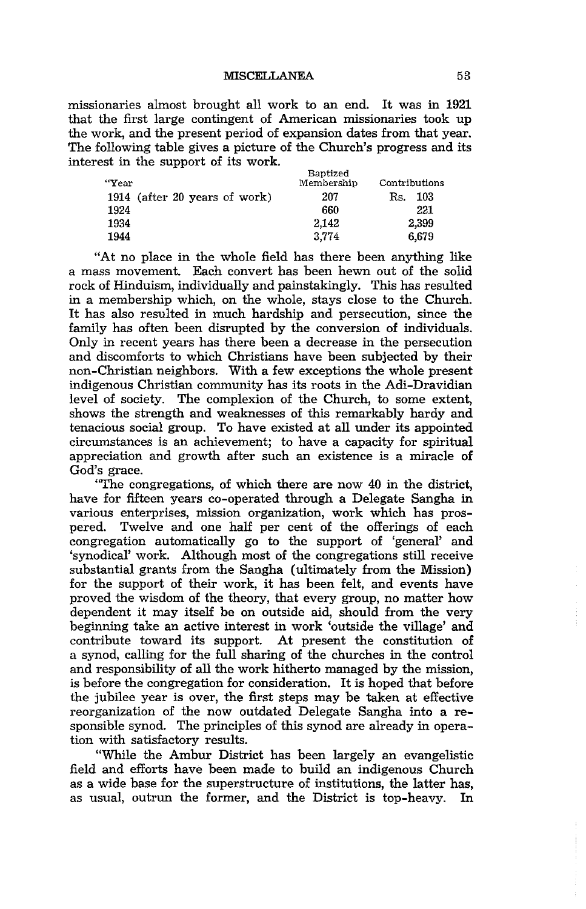missionaries almost brought all work to an end. It was in 1921 that the first large contingent of American missionaries took up the work, and the present period of expansion dates from that year. The following table gives a picture of the Church's progress and its interest in the support of its work.

| "Year | Baptized Membership | Contributions |
|---|---|---|
| 1914 (after 20 years of work) | 207 | Rs. 103 |
| 1924 | 660 | 221 |
| 1934 | 2,142 | 2,399 |
| 1944 | 3,774 | 6,679 |

"At no place in the whole field has there been anything like a mass movement. Each convert has been hewn out of the solid rock of Hinduism, individually and painstakingly. This has resulted in a membership which, on the whole, stays close to the Church. It has also resulted in much hardship and persecution, since the family has often been disrupted by the conversion of individuals. Only in recent years has there been a decrease in the persecution and discomforts to which Christians have been subjected by their non-Christian neighbors. With a few exceptions the whole present indigenous Christian community has its roots in the Adi-Dravidian level of society. The complexion of the Church, to some extent, shows the strength and weaknesses of this remarkably hardy and tenacious social group. To have existed at all under its appointed circumstances is an achievement; to have a capacity for spiritual appreciation and growth after such an existence is a miracle of God's grace.

"The congregations, of which there are now 40 in the district, have for fifteen years co-operated through a Delegate Sangha in various enterprises, mission organization, work which has prospered. Twelve and one half per cent of the offerings of each congregation automatically go to the support of 'general' and 'synodical' work. Although most of the congregations still receive substantial grants from the Sangha (ultimately from the Mission) for the support of their work, it has been felt, and events have proved the wisdom of the theory, that every group, no matter how dependent it may itself be on outside aid, should from the very beginning take an active interest in work 'outside the village' and contribute toward its support. At present the constitution of a synod, calling for the full sharing of the churches in the control and responsibility of all the work hitherto managed by the mission, is before the congregation for consideration. It is hoped that before the jubilee year is over, the first steps may be taken at effective reorganization of the now outdated Delegate Sangha into a responsible synod. The principles of this synod are already in operation with satisfactory results.

"While the Ambur District has been largely an evangelistic field and efforts have been made to build an indigenous Church as a wide base for the superstructure of institutions, the latter has, as usual, outrun the former, and the District is top-heavy. In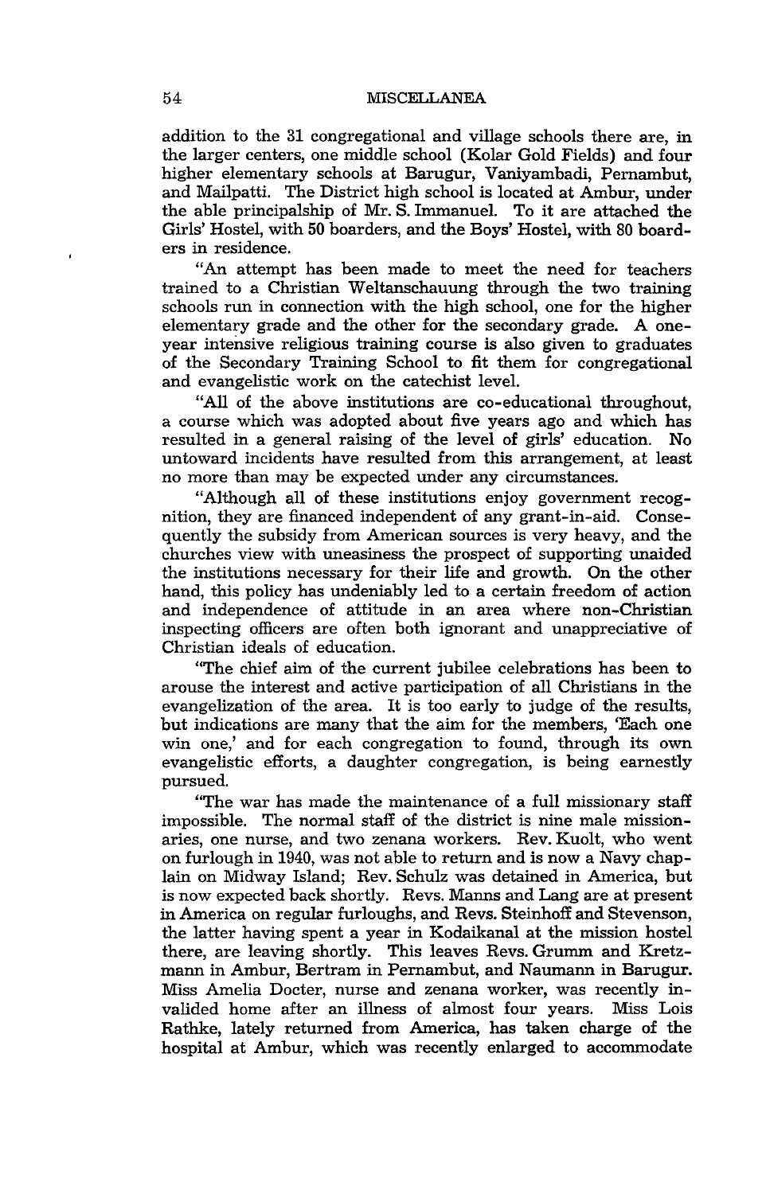addition to the 31 congregational and village schools there are, in the larger centers, one middle school (Kolar Gold Fields) and four higher elementary schools at Barugur, Vaniyambadi, Pernambut, and Mailpatti. The District high school is located at Ambur, under the able principalship of Mr. S. Immanuel. To it are attached the Girls' Hostel, with 50 boarders, and the Boys' Hostel, with 80 boarders in residence.

"An attempt has been made to meet the need for teachers trained to a Christian Weltanschauung through the two training schools run in connection with the high school, one for the higher elementary grade and the other for the secondary grade. A one-year intensive religious training course is also given to graduates of the Secondary Training School to fit them for congregational and evangelistic work on the catechist level.

"All of the above institutions are co-educational throughout, a course which was adopted about five years ago and which has resulted in a general raising of the level of girls' education. No untoward incidents have resulted from this arrangement, at least no more than may be expected under any circumstances.

"Although all of these institutions enjoy government recognition, they are financed independent of any grant-in-aid. Consequently the subsidy from American sources is very heavy, and the churches view with uneasiness the prospect of supporting unaided the institutions necessary for their life and growth. On the other hand, this policy has undeniably led to a certain freedom of action and independence of attitude in an area where non-Christian inspecting officers are often both ignorant and unappreciative of Christian ideals of education.

"The chief aim of the current jubilee celebrations has been to arouse the interest and active participation of all Christians in the evangelization of the area. It is too early to judge of the results, but indications are many that the aim for the members, 'Each one win one,' and for each congregation to found, through its own evangelistic efforts, a daughter congregation, is being earnestly pursued.

"The war has made the maintenance of a full missionary staff impossible. The normal staff of the district is nine male missionaries, one nurse, and two zenana workers. Rev. Kuolt, who went on furlough in 1940, was not able to return and is now a Navy chaplain on Midway Island; Rev. Schulz was detained in America, but is now expected back shortly. Revs. Manns and Lang are at present in America on regular furloughs, and Revs. Steinhoff and Stevenson, the latter having spent a year in Kodaikanal at the mission hostel there, are leaving shortly. This leaves Revs. Grumm and Kretzmann in Ambur, Bertram in Pernambut, and Naumann in Barugur. Miss Amelia Docter, nurse and zenana worker, was recently invalided home after an illness of almost four years. Miss Lois Rathke, lately returned from America, has taken charge of the hospital at Ambur, which was recently enlarged to accommodate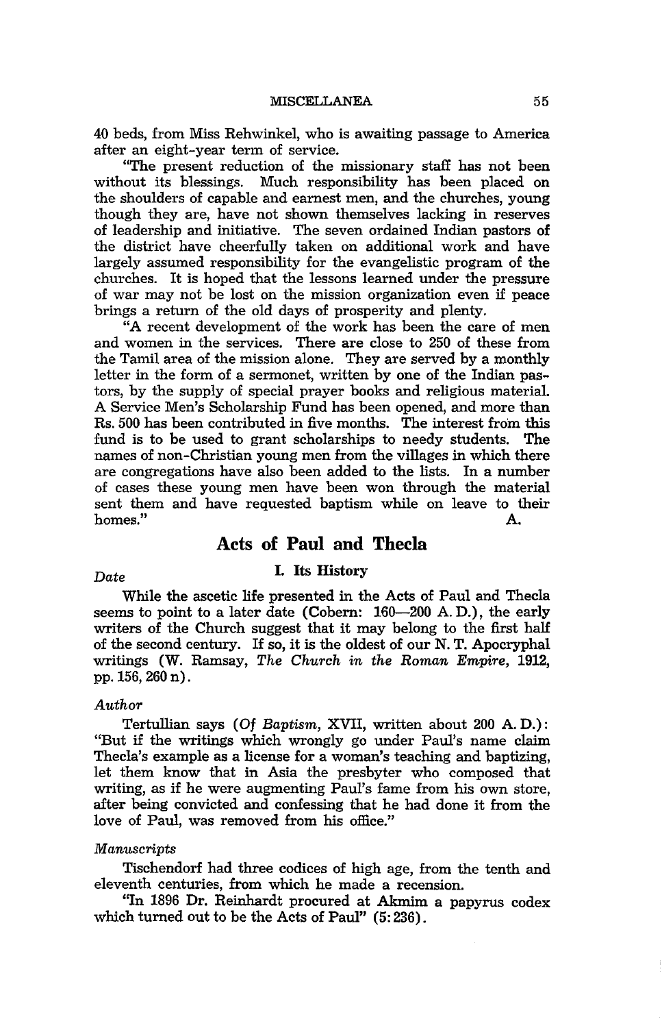40 beds, from Miss Rehwinkel, who is awaiting passage to America after an eight-year term of service.

"The present reduction of the missionary staff has not been without its blessings. Much responsibility has been placed on the shoulders of capable and earnest men, and the churches, young though they are, have not shown themselves lacking in reserves of leadership and initiative. The seven ordained Indian pastors of the district have cheerfully taken on additional work and have largely assumed responsibility for the evangelistic program of the churches. It is hoped that the lessons learned under the pressure of war may not be lost on the mission organization even if peace brings a return of the old days of prosperity and plenty.

"A recent development of the work has been the care of men and women in the services. There are close to 250 of these from the Tamil area of the mission alone. They are served by a monthly letter in the form of a sermonet, written by one of the Indian pastors, by the supply of special prayer books and religious material. A Service Men's Scholarship Fund has been opened, and more than Rs. 500 has been contributed in five months. The interest from this fund is to be used to grant scholarships to needy students. The names of non-Christian young men from the villages in which there are congregations have also been added to the lists. In a number of cases these young men have been won through the material sent them and have requested baptism while on leave to their homes." A.

## Acts of Paul and Thecla

### I. Its History

*Date*

While the ascetic life presented in the Acts of Paul and Thecla seems to point to a later date (Cobern: 160—200 A. D.), the early writers of the Church suggest that it may belong to the first half of the second century. If so, it is the oldest of our N. T. Apocryphal writings (W. Ramsay, *The Church in the Roman Empire*, 1912, pp. 156, 260 n).

*Author*

Tertullian says (*Of Baptism*, XVII, written about 200 A. D.): "But if the writings which wrongly go under Paul's name claim Thecla's example as a license for a woman's teaching and baptizing, let them know that in Asia the presbyter who composed that writing, as if he were augmenting Paul's fame from his own store, after being convicted and confessing that he had done it from the love of Paul, was removed from his office."

*Manuscripts*

Tischendorf had three codices of high age, from the tenth and eleventh centuries, from which he made a recension.

"In 1896 Dr. Reinhardt procured at Akmim a papyrus codex which turned out to be the Acts of Paul" (5:236).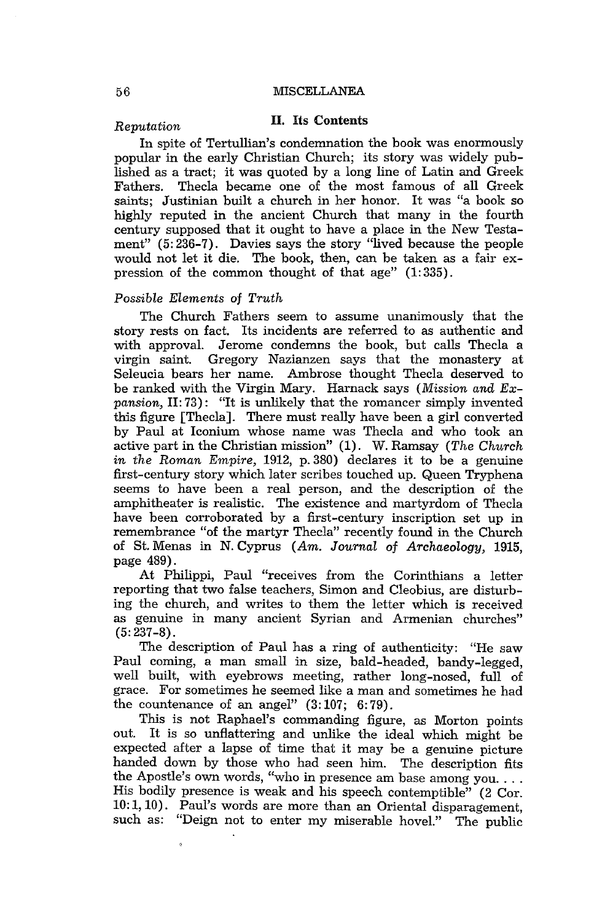## II. Its Contents

*Reputation*

In spite of Tertullian's condemnation the book was enormously popular in the early Christian Church; its story was widely published as a tract; it was quoted by a long line of Latin and Greek Fathers. Thecla became one of the most famous of all Greek saints; Justinian built a church in her honor. It was "a book so highly reputed in the ancient Church that many in the fourth century supposed that it ought to have a place in the New Testament" (5:236-7). Davies says the story "lived because the people would not let it die. The book, then, can be taken as a fair expression of the common thought of that age" (1:335).

*Possible Elements of Truth*

The Church Fathers seem to assume unanimously that the story rests on fact. Its incidents are referred to as authentic and with approval. Jerome condemns the book, but calls Thecla a virgin saint. Gregory Nazianzen says that the monastery at Seleucia bears her name. Ambrose thought Thecla deserved to be ranked with the Virgin Mary. Harnack says (*Mission and Expansion*, II:73): "It is unlikely that the romancer simply invented this figure [Thecla]. There must really have been a girl converted by Paul at Iconium whose name was Thecla and who took an active part in the Christian mission" (1). W. Ramsay (*The Church in the Roman Empire*, 1912, p. 380) declares it to be a genuine first-century story which later scribes touched up. Queen Tryphena seems to have been a real person, and the description of the amphitheater is realistic. The existence and martyrdom of Thecla have been corroborated by a first-century inscription set up in remembrance "of the martyr Thecla" recently found in the Church of St. Menas in N. Cyprus (*Am. Journal of Archaeology*, 1915, page 489).

At Philippi, Paul "receives from the Corinthians a letter reporting that two false teachers, Simon and Cleobius, are disturbing the church, and writes to them the letter which is received as genuine in many ancient Syrian and Armenian churches" (5:237-8).

The description of Paul has a ring of authenticity: "He saw Paul coming, a man small in size, bald-headed, bandy-legged, well built, with eyebrows meeting, rather long-nosed, full of grace. For sometimes he seemed like a man and sometimes he had the countenance of an angel" (3:107; 6:79).

This is not Raphael's commanding figure, as Morton points out. It is so unflattering and unlike the ideal which might be expected after a lapse of time that it may be a genuine picture handed down by those who had seen him. The description fits the Apostle's own words, "who in presence am base among you. . . . His bodily presence is weak and his speech contemptible" (2 Cor. 10:1, 10). Paul's words are more than an Oriental disparagement, such as: "Deign not to enter my miserable hovel." The public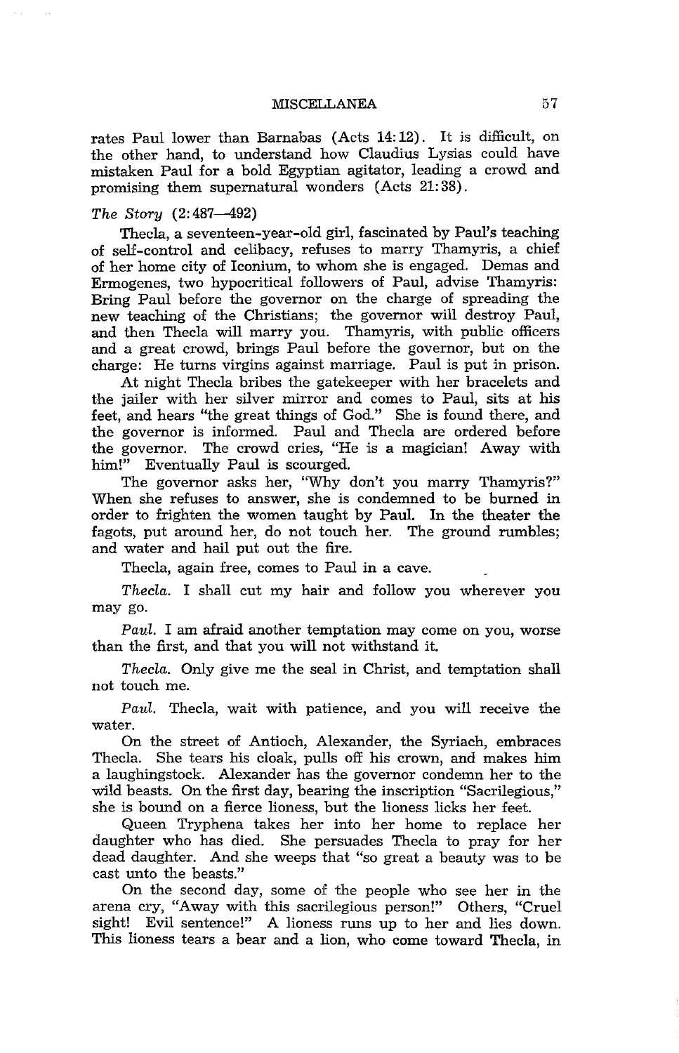rates Paul lower than Barnabas (Acts 14:12). It is difficult, on the other hand, to understand how Claudius Lysias could have mistaken Paul for a bold Egyptian agitator, leading a crowd and promising them supernatural wonders (Acts 21:38).

*The Story* (2:487—492)

Thecla, a seventeen-year-old girl, fascinated by Paul's teaching of self-control and celibacy, refuses to marry Thamyris, a chief of her home city of Iconium, to whom she is engaged. Demas and Ermogenes, two hypocritical followers of Paul, advise Thamyris: Bring Paul before the governor on the charge of spreading the new teaching of the Christians; the governor will destroy Paul, and then Thecla will marry you. Thamyris, with public officers and a great crowd, brings Paul before the governor, but on the charge: He turns virgins against marriage. Paul is put in prison.

At night Thecla bribes the gatekeeper with her bracelets and the jailer with her silver mirror and comes to Paul, sits at his feet, and hears "the great things of God." She is found there, and the governor is informed. Paul and Thecla are ordered before the governor. The crowd cries, "He is a magician! Away with him!" Eventually Paul is scourged.

The governor asks her, "Why don't you marry Thamyris?" When she refuses to answer, she is condemned to be burned in order to frighten the women taught by Paul. In the theater the fagots, put around her, do not touch her. The ground rumbles; and water and hail put out the fire.

Thecla, again free, comes to Paul in a cave.

*Thecla.* I shall cut my hair and follow you wherever you may go.

*Paul.* I am afraid another temptation may come on you, worse than the first, and that you will not withstand it.

*Thecla.* Only give me the seal in Christ, and temptation shall not touch me.

*Paul.* Thecla, wait with patience, and you will receive the water.

On the street of Antioch, Alexander, the Syriach, embraces Thecla. She tears his cloak, pulls off his crown, and makes him a laughingstock. Alexander has the governor condemn her to the wild beasts. On the first day, bearing the inscription "Sacrilegious," she is bound on a fierce lioness, but the lioness licks her feet.

Queen Tryphena takes her into her home to replace her daughter who has died. She persuades Thecla to pray for her dead daughter. And she weeps that "so great a beauty was to be cast unto the beasts."

On the second day, some of the people who see her in the arena cry, "Away with this sacrilegious person!" Others, "Cruel sight! Evil sentence!" A lioness runs up to her and lies down. This lioness tears a bear and a lion, who come toward Thecla, in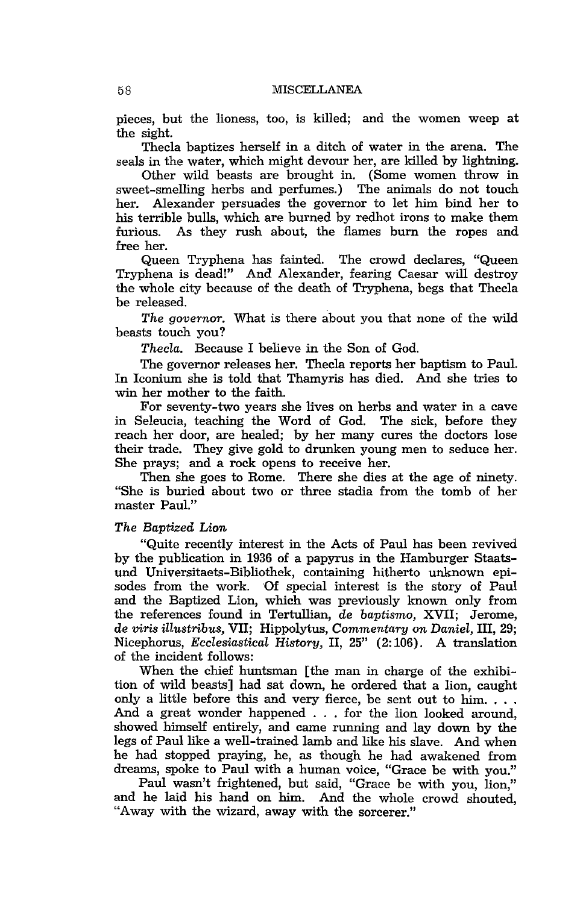pieces, but the lioness, too, is killed; and the women weep at the sight.

Thecla baptizes herself in a ditch of water in the arena. The seals in the water, which might devour her, are killed by lightning.

Other wild beasts are brought in. (Some women throw in sweet-smelling herbs and perfumes.) The animals do not touch her. Alexander persuades the governor to let him bind her to his terrible bulls, which are burned by redhot irons to make them furious. As they rush about, the flames burn the ropes and free her.

Queen Tryphena has fainted. The crowd declares, "Queen Tryphena is dead!" And Alexander, fearing Caesar will destroy the whole city because of the death of Tryphena, begs that Thecla be released.

*The governor.* What is there about you that none of the wild beasts touch you?

*Thecla.* Because I believe in the Son of God.

The governor releases her. Thecla reports her baptism to Paul. In Iconium she is told that Thamyris has died. And she tries to win her mother to the faith.

For seventy-two years she lives on herbs and water in a cave in Seleucia, teaching the Word of God. The sick, before they reach her door, are healed; by her many cures the doctors lose their trade. They give gold to drunken young men to seduce her. She prays; and a rock opens to receive her.

Then she goes to Rome. There she dies at the age of ninety. "She is buried about two or three stadia from the tomb of her master Paul."

*The Baptized Lion*

"Quite recently interest in the Acts of Paul has been revived by the publication in 1936 of a papyrus in the Hamburger Staats- und Universitaets-Bibliothek, containing hitherto unknown episodes from the work. Of special interest is the story of Paul and the Baptized Lion, which was previously known only from the references found in Tertullian, *de baptismo,* XVII; Jerome, *de viris illustribus,* VII; Hippolytus, *Commentary on Daniel,* III, 29; Nicephorus, *Ecclesiastical History,* II, 25" (2:106). A translation of the incident follows:

When the chief huntsman [the man in charge of the exhibition of wild beasts] had sat down, he ordered that a lion, caught only a little before this and very fierce, be sent out to him. . . . And a great wonder happened . . . for the lion looked around, showed himself entirely, and came running and lay down by the legs of Paul like a well-trained lamb and like his slave. And when he had stopped praying, he, as though he had awakened from dreams, spoke to Paul with a human voice, "Grace be with you."

Paul wasn't frightened, but said, "Grace be with you, lion," and he laid his hand on him. And the whole crowd shouted, "Away with the wizard, away with the sorcerer."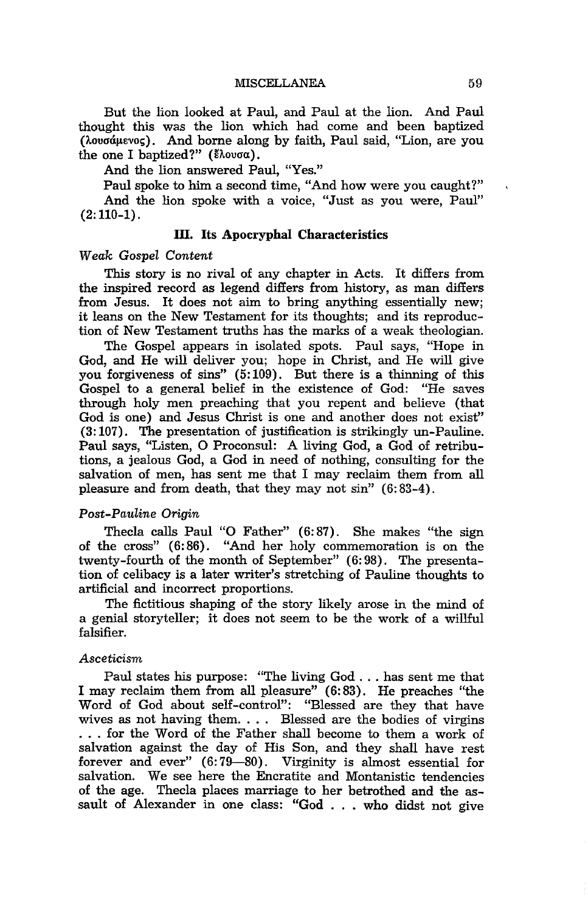But the lion looked at Paul, and Paul at the lion. And Paul thought this was the lion which had come and been baptized (λουσάμενος). And borne along by faith, Paul said, "Lion, are you the one I baptized?" (ἔλουσα).

And the lion answered Paul, "Yes."

Paul spoke to him a second time, "And how were you caught?"

And the lion spoke with a voice, "Just as you were, Paul" (2:110-1).

### III. Its Apocryphal Characteristics

*Weak Gospel Content*

This story is no rival of any chapter in Acts. It differs from the inspired record as legend differs from history, as man differs from Jesus. It does not aim to bring anything essentially new; it leans on the New Testament for its thoughts; and its reproduction of New Testament truths has the marks of a weak theologian.

The Gospel appears in isolated spots. Paul says, "Hope in God, and He will deliver you; hope in Christ, and He will give you forgiveness of sins" (5:109). But there is a thinning of this Gospel to a general belief in the existence of God: "He saves through holy men preaching that you repent and believe (that God is one) and Jesus Christ is one and another does not exist" (3:107). The presentation of justification is strikingly un-Pauline. Paul says, "Listen, O Proconsul: A living God, a God of retributions, a jealous God, a God in need of nothing, consulting for the salvation of men, has sent me that I may reclaim them from all pleasure and from death, that they may not sin" (6:83-4).

*Post-Pauline Origin*

Thecla calls Paul "O Father" (6:87). She makes "the sign of the cross" (6:86). "And her holy commemoration is on the twenty-fourth of the month of September" (6:98). The presentation of celibacy is a later writer's stretching of Pauline thoughts to artificial and incorrect proportions.

The fictitious shaping of the story likely arose in the mind of a genial storyteller; it does not seem to be the work of a willful falsifier.

*Asceticism*

Paul states his purpose: "The living God . . . has sent me that I may reclaim them from all pleasure" (6:83). He preaches "the Word of God about self-control": "Blessed are they that have wives as not having them. . . . Blessed are the bodies of virgins . . . for the Word of the Father shall become to them a work of salvation against the day of His Son, and they shall have rest forever and ever" (6:79—80). Virginity is almost essential for salvation. We see here the Encratite and Montanistic tendencies of the age. Thecla places marriage to her betrothed and the assault of Alexander in one class: "God . . . who didst not give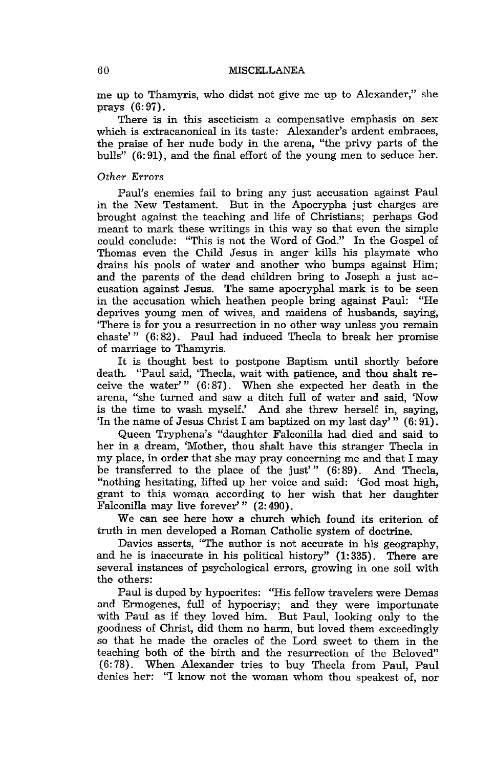me up to Thamyris, who didst not give me up to Alexander," she prays (6:97).

There is in this asceticism a compensative emphasis on sex which is extracanonical in its taste: Alexander's ardent embraces, the praise of her nude body in the arena, "the privy parts of the bulls" (6:91), and the final effort of the young men to seduce her.

*Other Errors*

Paul's enemies fail to bring any just accusation against Paul in the New Testament. But in the Apocrypha just charges are brought against the teaching and life of Christians; perhaps God meant to mark these writings in this way so that even the simple could conclude: "This is not the Word of God." In the Gospel of Thomas even the Child Jesus in anger kills his playmate who drains his pools of water and another who bumps against Him; and the parents of the dead children bring to Joseph a just accusation against Jesus. The same apocryphal mark is to be seen in the accusation which heathen people bring against Paul: "He deprives young men of wives, and maidens of husbands, saying, 'There is for you a resurrection in no other way unless you remain chaste'" (6:82). Paul had induced Thecla to break her promise of marriage to Thamyris.

It is thought best to postpone Baptism until shortly before death. "Paul said, 'Thecla, wait with patience, and thou shalt receive the water'" (6:87). When she expected her death in the arena, "she turned and saw a ditch full of water and said, 'Now is the time to wash myself.' And she threw herself in, saying, 'In the name of Jesus Christ I am baptized on my last day'" (6:91).

Queen Tryphena's "daughter Falconilla had died and said to her in a dream, 'Mother, thou shalt have this stranger Thecla in my place, in order that she may pray concerning me and that I may be transferred to the place of the just'" (6:89). And Thecla, "nothing hesitating, lifted up her voice and said: 'God most high, grant to this woman according to her wish that her daughter Falconilla may live forever'" (2:490).

We can see here how a church which found its criterion of truth in men developed a Roman Catholic system of doctrine.

Davies asserts, "The author is not accurate in his geography, and he is inaccurate in his political history" (1:335). There are several instances of psychological errors, growing in one soil with the others:

Paul is duped by hypocrites: "His fellow travelers were Demas and Ermogenes, full of hypocrisy; and they were importunate with Paul as if they loved him. But Paul, looking only to the goodness of Christ, did them no harm, but loved them exceedingly so that he made the oracles of the Lord sweet to them in the teaching both of the birth and the resurrection of the Beloved" (6:78). When Alexander tries to buy Thecla from Paul, Paul denies her: "I know not the woman whom thou speakest of, nor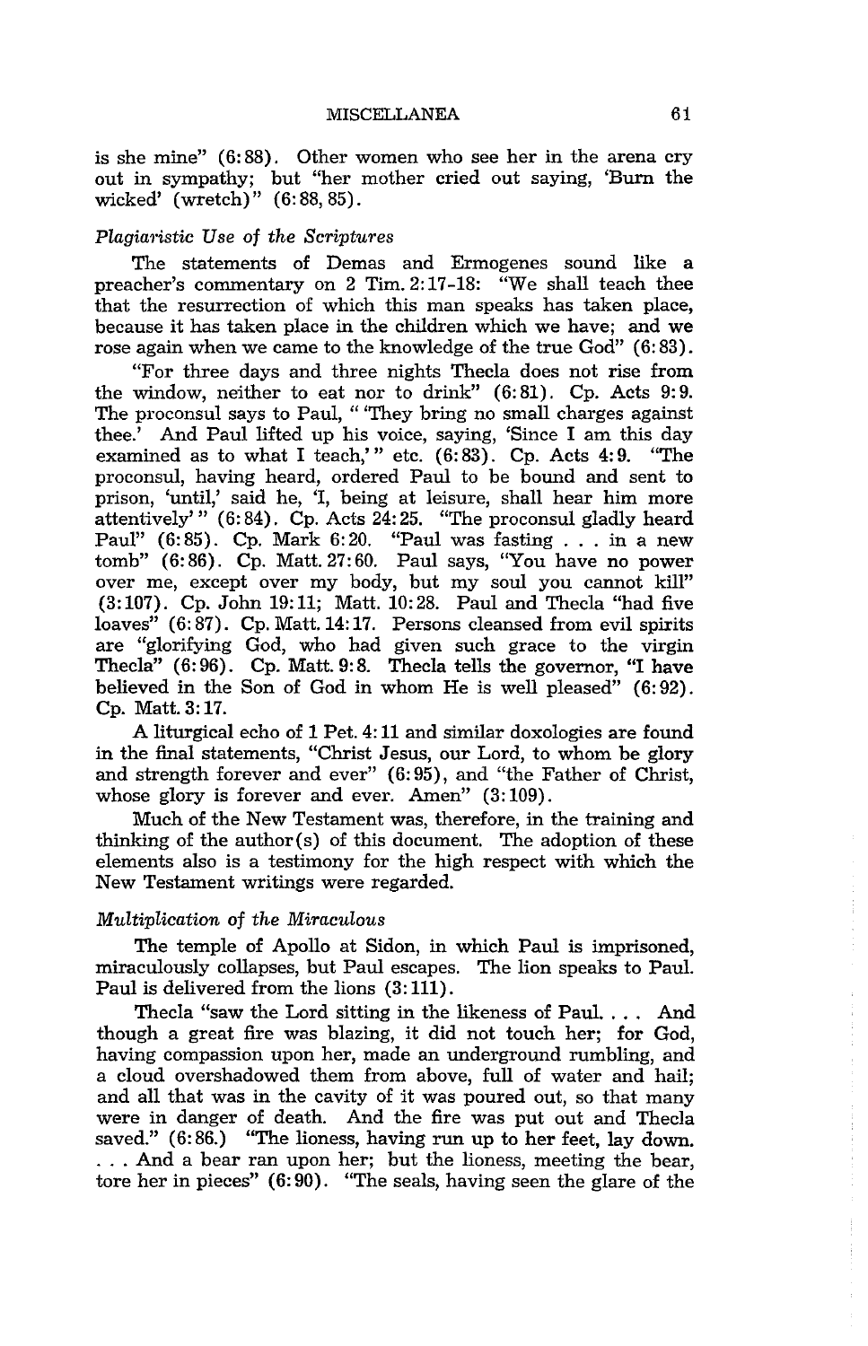is she mine" (6:88). Other women who see her in the arena cry out in sympathy; but "her mother cried out saying, 'Burn the wicked' (wretch)" (6:88, 85).

### *Plagiaristic Use of the Scriptures*

The statements of Demas and Ermogenes sound like a preacher's commentary on 2 Tim. 2:17-18: "We shall teach thee that the resurrection of which this man speaks has taken place, because it has taken place in the children which we have; and we rose again when we came to the knowledge of the true God" (6:83).

"For three days and three nights Thecla does not rise from the window, neither to eat nor to drink" (6:81). Cp. Acts 9:9. The proconsul says to Paul, " 'They bring no small charges against thee.' And Paul lifted up his voice, saying, 'Since I am this day examined as to what I teach,' " etc. (6:83). Cp. Acts 4:9. "The proconsul, having heard, ordered Paul to be bound and sent to prison, 'until,' said he, 'I, being at leisure, shall hear him more attentively' " (6:84). Cp. Acts 24:25. "The proconsul gladly heard Paul" (6:85). Cp. Mark 6:20. "Paul was fasting . . . in a new tomb" (6:86). Cp. Matt. 27:60. Paul says, "You have no power over me, except over my body, but my soul you cannot kill" (3:107). Cp. John 19:11; Matt. 10:28. Paul and Thecla "had five loaves" (6:87). Cp. Matt. 14:17. Persons cleansed from evil spirits are "glorifying God, who had given such grace to the virgin Thecla" (6:96). Cp. Matt. 9:8. Thecla tells the governor, "I have believed in the Son of God in whom He is well pleased" (6:92). Cp. Matt. 3:17.

A liturgical echo of 1 Pet. 4:11 and similar doxologies are found in the final statements, "Christ Jesus, our Lord, to whom be glory and strength forever and ever" (6:95), and "the Father of Christ, whose glory is forever and ever. Amen" (3:109).

Much of the New Testament was, therefore, in the training and thinking of the author(s) of this document. The adoption of these elements also is a testimony for the high respect with which the New Testament writings were regarded.

### *Multiplication of the Miraculous*

The temple of Apollo at Sidon, in which Paul is imprisoned, miraculously collapses, but Paul escapes. The lion speaks to Paul. Paul is delivered from the lions (3:111).

Thecla "saw the Lord sitting in the likeness of Paul. . . . And though a great fire was blazing, it did not touch her; for God, having compassion upon her, made an underground rumbling, and a cloud overshadowed them from above, full of water and hail; and all that was in the cavity of it was poured out, so that many were in danger of death. And the fire was put out and Thecla saved." (6:86.) "The lioness, having run up to her feet, lay down. . . . And a bear ran upon her; but the lioness, meeting the bear, tore her in pieces" (6:90). "The seals, having seen the glare of the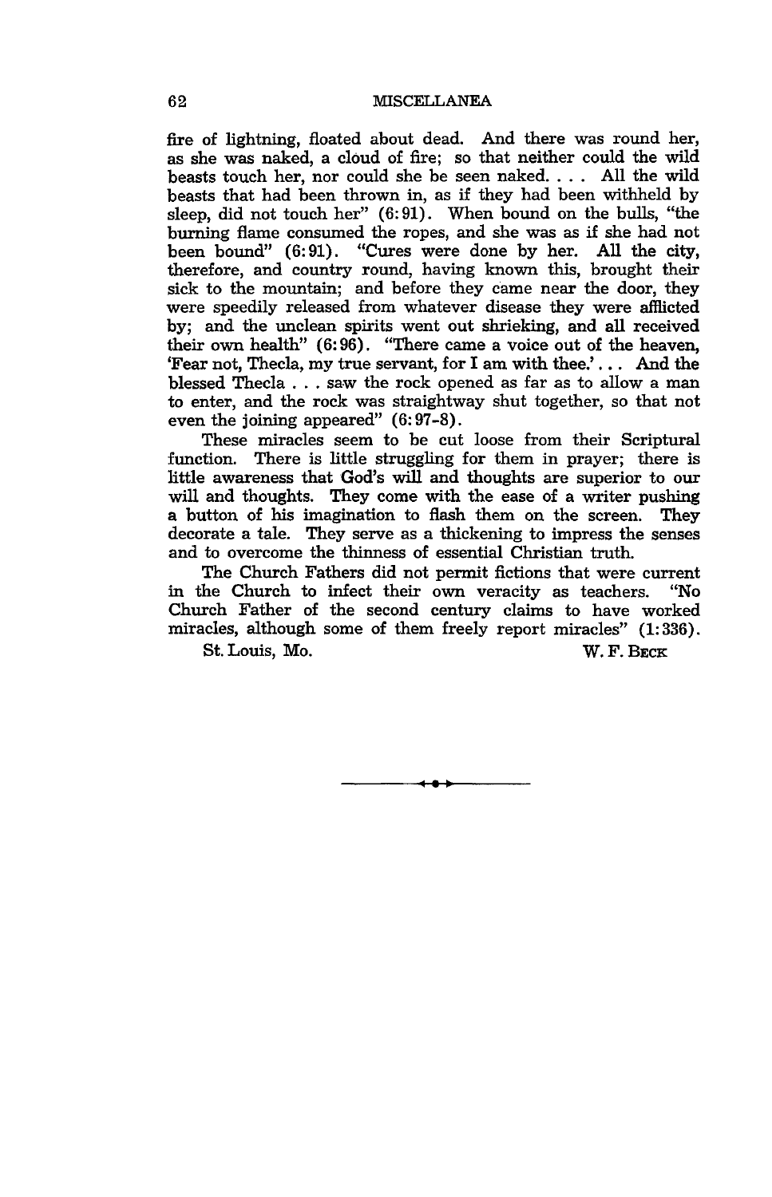fire of lightning, floated about dead. And there was round her, as she was naked, a cloud of fire; so that neither could the wild beasts touch her, nor could she be seen naked. . . . All the wild beasts that had been thrown in, as if they had been withheld by sleep, did not touch her" (6:91). When bound on the bulls, "the burning flame consumed the ropes, and she was as if she had not been bound" (6:91). "Cures were done by her. All the city, therefore, and country round, having known this, brought their sick to the mountain; and before they came near the door, they were speedily released from whatever disease they were afflicted by; and the unclean spirits went out shrieking, and all received their own health" (6:96). "There came a voice out of the heaven, 'Fear not, Thecla, my true servant, for I am with thee.' . . . And the blessed Thecla . . . saw the rock opened as far as to allow a man to enter, and the rock was straightway shut together, so that not even the joining appeared" (6:97-8).

These miracles seem to be cut loose from their Scriptural function. There is little struggling for them in prayer; there is little awareness that God's will and thoughts are superior to our will and thoughts. They come with the ease of a writer pushing a button of his imagination to flash them on the screen. They decorate a tale. They serve as a thickening to impress the senses and to overcome the thinness of essential Christian truth.

The Church Fathers did not permit fictions that were current in the Church to infect their own veracity as teachers. "No Church Father of the second century claims to have worked miracles, although some of them freely report miracles" (1:336).

St. Louis, Mo. W. F. Beck